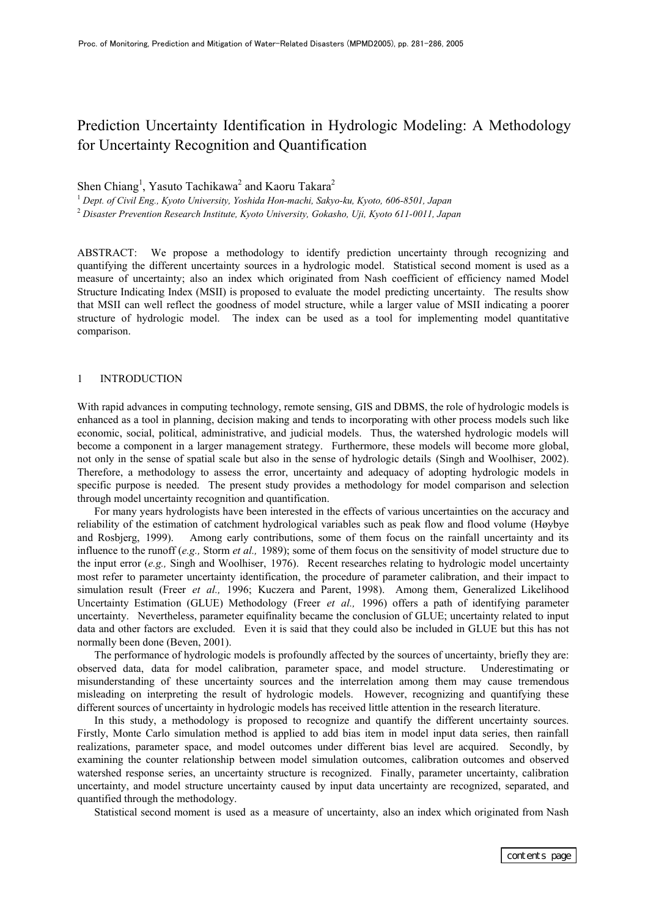# Prediction Uncertainty Identification in Hydrologic Modeling: A Methodology for Uncertainty Recognition and Quantification

Shen Chiang[1], Yasuto Tachikawa[2] and Kaoru Takara[2]

[1] *Dept. of Civil Eng., Kyoto University, Yoshida Hon-machi, Sakyo-ku, Kyoto, 606-8501, Japan*

[2] *Disaster Prevention Research Institute, Kyoto University, Gokasho, Uji, Kyoto 611-0011, Japan*

ABSTRACT: We propose a methodology to identify prediction uncertainty through recognizing and quantifying the different uncertainty sources in a hydrologic model. Statistical second moment is used as a measure of uncertainty; also an index which originated from Nash coefficient of efficiency named Model Structure Indicating Index (MSII) is proposed to evaluate the model predicting uncertainty. The results show that MSII can well reflect the goodness of model structure, while a larger value of MSII indicating a poorer structure of hydrologic model. The index can be used as a tool for implementing model quantitative comparison.

## 1 INTRODUCTION

With rapid advances in computing technology, remote sensing, GIS and DBMS, the role of hydrologic models is enhanced as a tool in planning, decision making and tends to incorporating with other process models such like economic, social, political, administrative, and judicial models. Thus, the watershed hydrologic models will become a component in a larger management strategy. Furthermore, these models will become more global, not only in the sense of spatial scale but also in the sense of hydrologic details (Singh and Woolhiser, 2002). Therefore, a methodology to assess the error, uncertainty and adequacy of adopting hydrologic models in specific purpose is needed. The present study provides a methodology for model comparison and selection through model uncertainty recognition and quantification.

For many years hydrologists have been interested in the effects of various uncertainties on the accuracy and reliability of the estimation of catchment hydrological variables such as peak flow and flood volume (Høybye and Rosbjerg, 1999). Among early contributions, some of them focus on the rainfall uncertainty and its influence to the runoff (*e.g.,* Storm *et al.,* 1989); some of them focus on the sensitivity of model structure due to the input error (*e.g.,* Singh and Woolhiser, 1976). Recent researches relating to hydrologic model uncertainty most refer to parameter uncertainty identification, the procedure of parameter calibration, and their impact to simulation result (Freer *et al.,* 1996; Kuczera and Parent, 1998). Among them, Generalized Likelihood Uncertainty Estimation (GLUE) Methodology (Freer *et al.,* 1996) offers a path of identifying parameter uncertainty. Nevertheless, parameter equifinality became the conclusion of GLUE; uncertainty related to input data and other factors are excluded. Even it is said that they could also be included in GLUE but this has not normally been done (Beven, 2001).

The performance of hydrologic models is profoundly affected by the sources of uncertainty, briefly they are: observed data, data for model calibration, parameter space, and model structure. Underestimating or misunderstanding of these uncertainty sources and the interrelation among them may cause tremendous misleading on interpreting the result of hydrologic models. However, recognizing and quantifying these different sources of uncertainty in hydrologic models has received little attention in the research literature.

In this study, a methodology is proposed to recognize and quantify the different uncertainty sources. Firstly, Monte Carlo simulation method is applied to add bias item in model input data series, then rainfall realizations, parameter space, and model outcomes under different bias level are acquired. Secondly, by examining the counter relationship between model simulation outcomes, calibration outcomes and observed watershed response series, an uncertainty structure is recognized. Finally, parameter uncertainty, calibration uncertainty, and model structure uncertainty caused by input data uncertainty are recognized, separated, and quantified through the methodology.

Statistical second moment is used as a measure of uncertainty, also an index which originated from Nash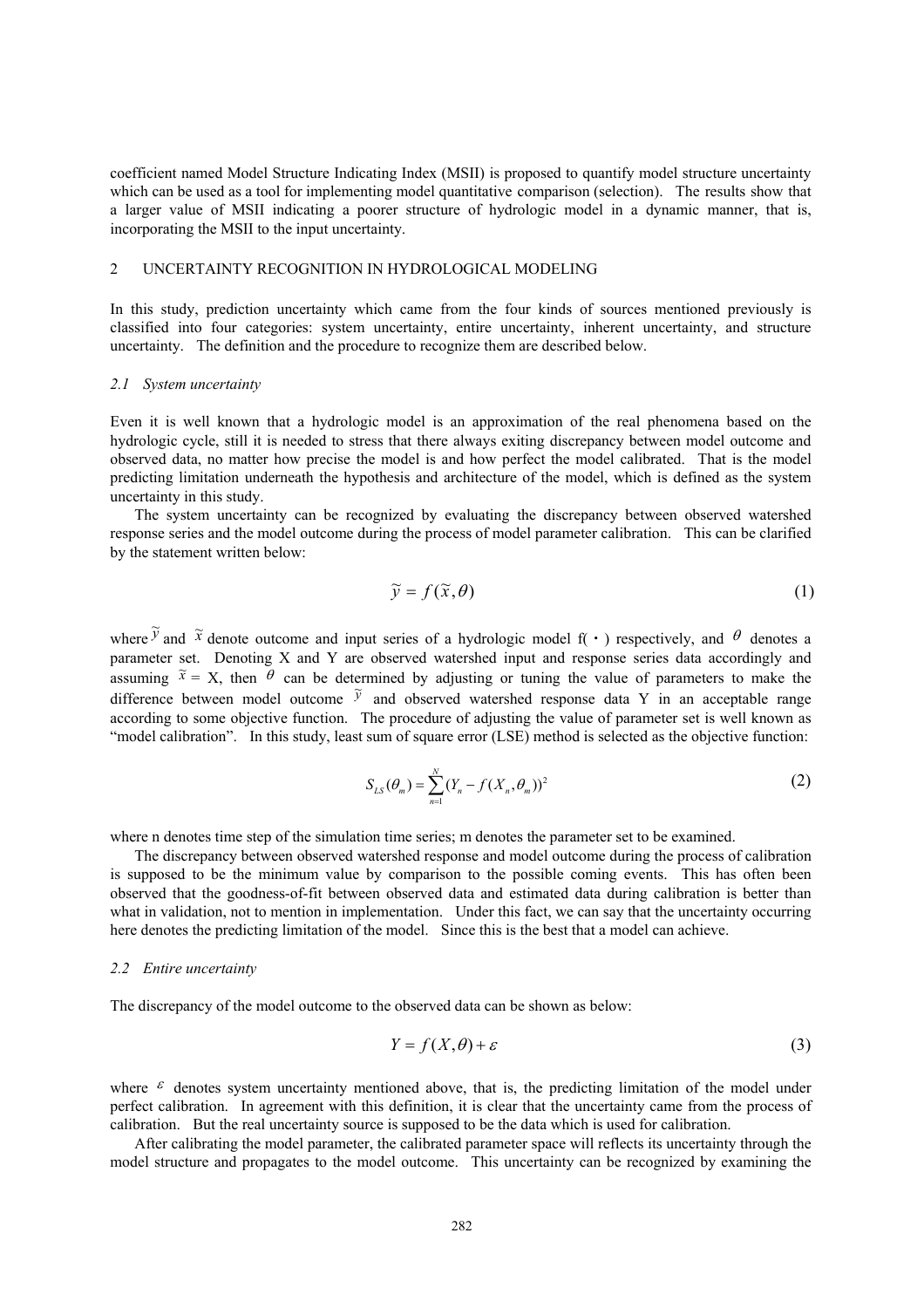coefficient named Model Structure Indicating Index (MSII) is proposed to quantify model structure uncertainty which can be used as a tool for implementing model quantitative comparison (selection). The results show that a larger value of MSII indicating a poorer structure of hydrologic model in a dynamic manner, that is, incorporating the MSII to the input uncertainty.

## 2 UNCERTAINTY RECOGNITION IN HYDROLOGICAL MODELING

In this study, prediction uncertainty which came from the four kinds of sources mentioned previously is classified into four categories: system uncertainty, entire uncertainty, inherent uncertainty, and structure uncertainty. The definition and the procedure to recognize them are described below.

### *2.1 System uncertainty*

Even it is well known that a hydrologic model is an approximation of the real phenomena based on the hydrologic cycle, still it is needed to stress that there always exiting discrepancy between model outcome and observed data, no matter how precise the model is and how perfect the model calibrated. That is the model predicting limitation underneath the hypothesis and architecture of the model, which is defined as the system uncertainty in this study.

The system uncertainty can be recognized by evaluating the discrepancy between observed watershed response series and the model outcome during the process of model parameter calibration. This can be clarified by the statement written below:

$$\tilde{y} = f(\tilde{x}, \theta) \tag{1}$$

where $\tilde{y}$ and $\tilde{x}$ denote outcome and input series of a hydrologic model f(・) respectively, and $\theta$ denotes a parameter set. Denoting X and Y are observed watershed input and response series data accordingly and assuming $\tilde{x}$ = X, then $\theta$ can be determined by adjusting or tuning the value of parameters to make the difference between model outcome $\tilde{y}$ and observed watershed response data Y in an acceptable range according to some objective function. The procedure of adjusting the value of parameter set is well known as "model calibration". In this study, least sum of square error (LSE) method is selected as the objective function:

$$S_{LS}(\theta_m) = \sum_{n=1}^{N} (Y_n - f(X_n, \theta_m))^2 \tag{2}$$

where n denotes time step of the simulation time series; m denotes the parameter set to be examined.

The discrepancy between observed watershed response and model outcome during the process of calibration is supposed to be the minimum value by comparison to the possible coming events. This has often been observed that the goodness-of-fit between observed data and estimated data during calibration is better than what in validation, not to mention in implementation. Under this fact, we can say that the uncertainty occurring here denotes the predicting limitation of the model. Since this is the best that a model can achieve.

### *2.2 Entire uncertainty*

The discrepancy of the model outcome to the observed data can be shown as below:

$$Y = f(X, \theta) + \varepsilon \tag{3}$$

where $\varepsilon$ denotes system uncertainty mentioned above, that is, the predicting limitation of the model under perfect calibration. In agreement with this definition, it is clear that the uncertainty came from the process of calibration. But the real uncertainty source is supposed to be the data which is used for calibration.

After calibrating the model parameter, the calibrated parameter space will reflects its uncertainty through the model structure and propagates to the model outcome. This uncertainty can be recognized by examining the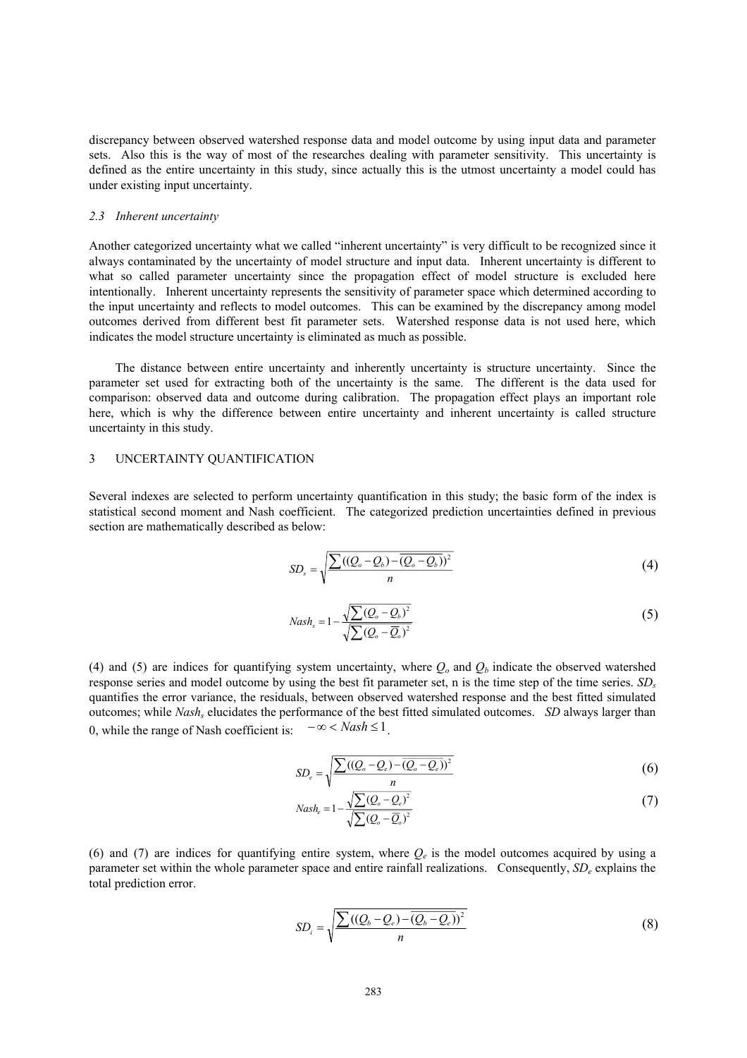discrepancy between observed watershed response data and model outcome by using input data and parameter sets. Also this is the way of most of the researches dealing with parameter sensitivity. This uncertainty is defined as the entire uncertainty in this study, since actually this is the utmost uncertainty a model could has under existing input uncertainty.

### *2.3 Inherent uncertainty*

Another categorized uncertainty what we called "inherent uncertainty" is very difficult to be recognized since it always contaminated by the uncertainty of model structure and input data. Inherent uncertainty is different to what so called parameter uncertainty since the propagation effect of model structure is excluded here intentionally. Inherent uncertainty represents the sensitivity of parameter space which determined according to the input uncertainty and reflects to model outcomes. This can be examined by the discrepancy among model outcomes derived from different best fit parameter sets. Watershed response data is not used here, which indicates the model structure uncertainty is eliminated as much as possible.

The distance between entire uncertainty and inherently uncertainty is structure uncertainty. Since the parameter set used for extracting both of the uncertainty is the same. The different is the data used for comparison: observed data and outcome during calibration. The propagation effect plays an important role here, which is why the difference between entire uncertainty and inherent uncertainty is called structure uncertainty in this study.

## 3 UNCERTAINTY QUANTIFICATION

Several indexes are selected to perform uncertainty quantification in this study; the basic form of the index is statistical second moment and Nash coefficient. The categorized prediction uncertainties defined in previous section are mathematically described as below:

$$SD_s = \sqrt{\frac{\sum((Q_o - Q_b) - \overline{(Q_o - Q_b)})^2}{n}} \tag{4}$$

$$Nash_s = 1 - \frac{\sqrt{\sum(Q_o - Q_b)^2}}{\sqrt{\sum(Q_o - \overline{Q}_o)^2}} \tag{5}$$

(4) and (5) are indices for quantifying system uncertainty, where $Q_o$ and $Q_b$ indicate the observed watershed response series and model outcome by using the best fit parameter set, n is the time step of the time series. $SD_s$ quantifies the error variance, the residuals, between observed watershed response and the best fitted simulated outcomes; while $Nash_s$ elucidates the performance of the best fitted simulated outcomes. *SD* always larger than 0, while the range of Nash coefficient is: $-\infty < Nash \le 1$.

$$SD_e = \sqrt{\frac{\sum((Q_o - Q_e) - \overline{(Q_o - Q_e)})^2}{n}} \tag{6}$$

$$Nash_e = 1 - \frac{\sqrt{\sum(Q_o - Q_e)^2}}{\sqrt{\sum(Q_o - \overline{Q}_o)^2}} \tag{7}$$

(6) and (7) are indices for quantifying entire system, where $Q_e$ is the model outcomes acquired by using a parameter set within the whole parameter space and entire rainfall realizations. Consequently, $SD_e$ explains the total prediction error.

$$SD_i = \sqrt{\frac{\sum((Q_b - Q_e) - \overline{(Q_b - Q_e)})^2}{n}} \tag{8}$$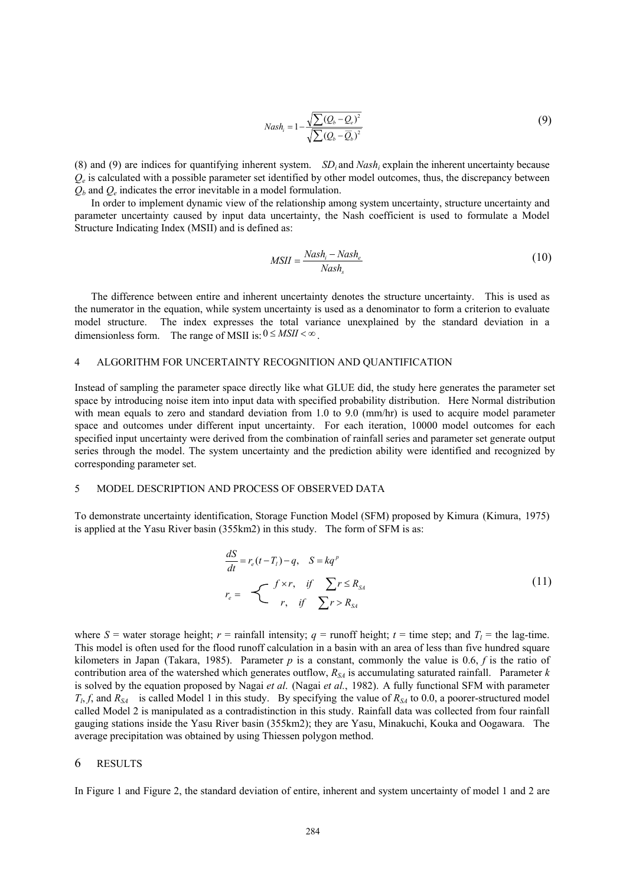$$Nash_i = 1 - \frac{\sqrt{\sum (Q_b - Q_e)^2}}{\sqrt{\sum (Q_b - \bar{Q}_b)^2}} \tag{9}$$

(8) and (9) are indices for quantifying inherent system. $SD_i$ and $Nash_i$ explain the inherent uncertainty because $Q_e$ is calculated with a possible parameter set identified by other model outcomes, thus, the discrepancy between $Q_b$ and $Q_e$ indicates the error inevitable in a model formulation.

In order to implement dynamic view of the relationship among system uncertainty, structure uncertainty and parameter uncertainty caused by input data uncertainty, the Nash coefficient is used to formulate a Model Structure Indicating Index (MSII) and is defined as:

$$MSII = \frac{Nash_i - Nash_e}{Nash_s} \tag{10}$$

The difference between entire and inherent uncertainty denotes the structure uncertainty. This is used as the numerator in the equation, while system uncertainty is used as a denominator to form a criterion to evaluate model structure. The index expresses the total variance unexplained by the standard deviation in a dimensionless form. The range of MSII is: $0 \le MSII < \infty$.

## 4 ALGORITHM FOR UNCERTAINTY RECOGNITION AND QUANTIFICATION

Instead of sampling the parameter space directly like what GLUE did, the study here generates the parameter set space by introducing noise item into input data with specified probability distribution. Here Normal distribution with mean equals to zero and standard deviation from 1.0 to 9.0 (mm/hr) is used to acquire model parameter space and outcomes under different input uncertainty. For each iteration, 10000 model outcomes for each specified input uncertainty were derived from the combination of rainfall series and parameter set generate output series through the model. The system uncertainty and the prediction ability were identified and recognized by corresponding parameter set.

## 5 MODEL DESCRIPTION AND PROCESS OF OBSERVED DATA

To demonstrate uncertainty identification, Storage Function Model (SFM) proposed by Kimura (Kimura, 1975) is applied at the Yasu River basin (355km2) in this study. The form of SFM is as:

$$\frac{dS}{dt} = r_e(t - T_l) - q, \quad S = kq^p$$
$$r_e = \begin{cases} f \times r, & if \quad \sum r \le R_{SA} \\ r, & if \quad \sum r > R_{SA} \end{cases} \tag{11}$$

where $S$ = water storage height; $r$ = rainfall intensity; $q$ = runoff height; $t$ = time step; and $T_l$ = the lag-time. This model is often used for the flood runoff calculation in a basin with an area of less than five hundred square kilometers in Japan (Takara, 1985). Parameter $p$ is a constant, commonly the value is 0.6, $f$ is the ratio of contribution area of the watershed which generates outflow, $R_{SA}$ is accumulating saturated rainfall. Parameter $k$ is solved by the equation proposed by Nagai *et al*. (Nagai *et al.*, 1982). A fully functional SFM with parameter $T_l$, $f$, and $R_{SA}$ is called Model 1 in this study. By specifying the value of $R_{SA}$ to 0.0, a poorer-structured model called Model 2 is manipulated as a contradistinction in this study. Rainfall data was collected from four rainfall gauging stations inside the Yasu River basin (355km2); they are Yasu, Minakuchi, Kouka and Oogawara. The average precipitation was obtained by using Thiessen polygon method.

## 6 RESULTS

In Figure 1 and Figure 2, the standard deviation of entire, inherent and system uncertainty of model 1 and 2 are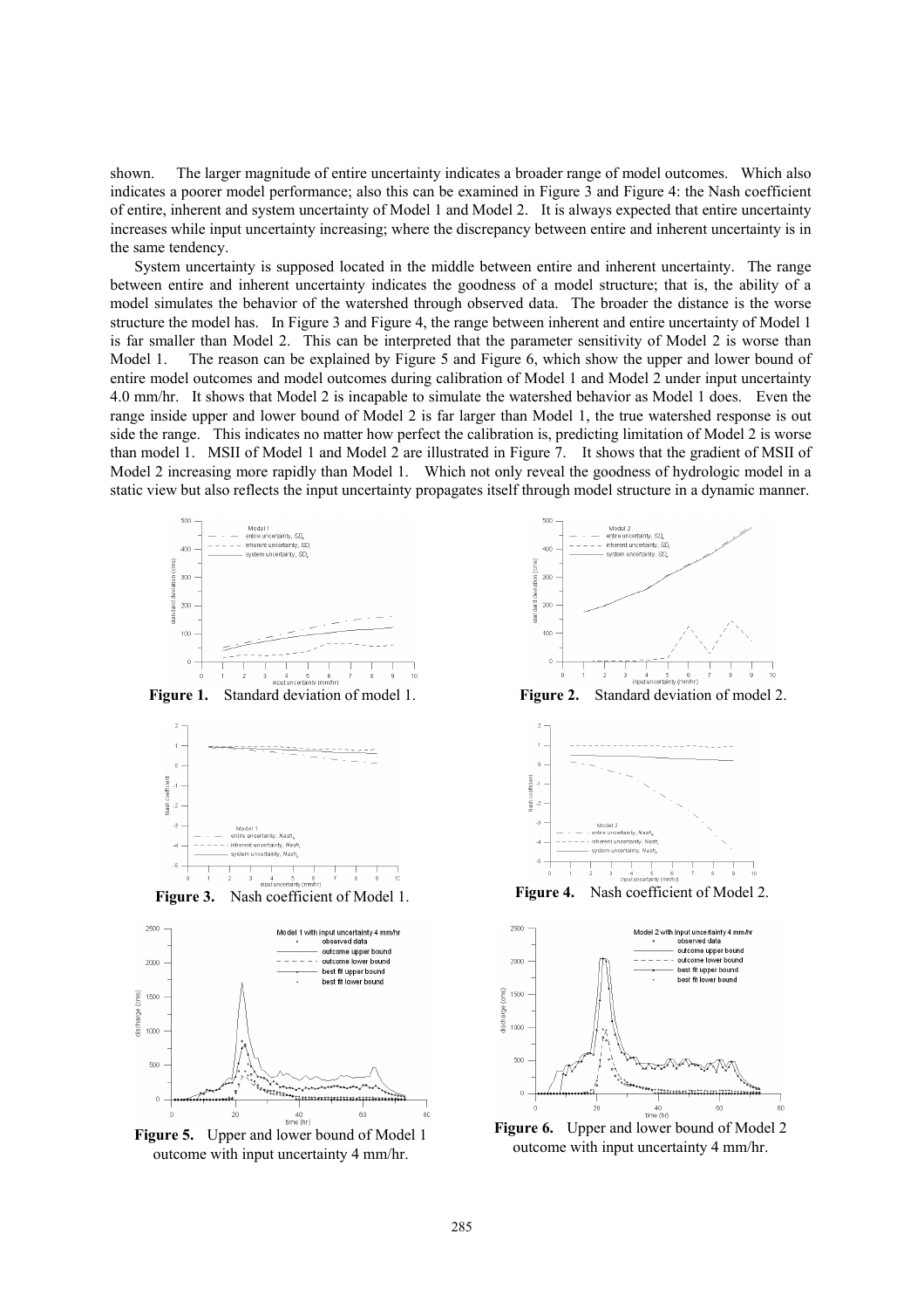shown. The larger magnitude of entire uncertainty indicates a broader range of model outcomes. Which also indicates a poorer model performance; also this can be examined in Figure 3 and Figure 4: the Nash coefficient of entire, inherent and system uncertainty of Model 1 and Model 2. It is always expected that entire uncertainty increases while input uncertainty increasing; where the discrepancy between entire and inherent uncertainty is in the same tendency.

System uncertainty is supposed located in the middle between entire and inherent uncertainty. The range between entire and inherent uncertainty indicates the goodness of a model structure; that is, the ability of a model simulates the behavior of the watershed through observed data. The broader the distance is the worse structure the model has. In Figure 3 and Figure 4, the range between inherent and entire uncertainty of Model 1 is far smaller than Model 2. This can be interpreted that the parameter sensitivity of Model 2 is worse than Model 1. The reason can be explained by Figure 5 and Figure 6, which show the upper and lower bound of entire model outcomes and model outcomes during calibration of Model 1 and Model 2 under input uncertainty 4.0 mm/hr. It shows that Model 2 is incapable to simulate the watershed behavior as Model 1 does. Even the range inside upper and lower bound of Model 2 is far larger than Model 1, the true watershed response is out side the range. This indicates no matter how perfect the calibration is, predicting limitation of Model 2 is worse than model 1. MSII of Model 1 and Model 2 are illustrated in Figure 7. It shows that the gradient of MSII of Model 2 increasing more rapidly than Model 1. Which not only reveal the goodness of hydrologic model in a static view but also reflects the input uncertainty propagates itself through model structure in a dynamic manner.

**Figure 1.** Standard deviation of model 1.

**Figure 2.** Standard deviation of model 2.

**Figure 3.** Nash coefficient of Model 1.

**Figure 4.** Nash coefficient of Model 2.

**Figure 5.** Upper and lower bound of Model 1 outcome with input uncertainty 4 mm/hr.

**Figure 6.** Upper and lower bound of Model 2 outcome with input uncertainty 4 mm/hr.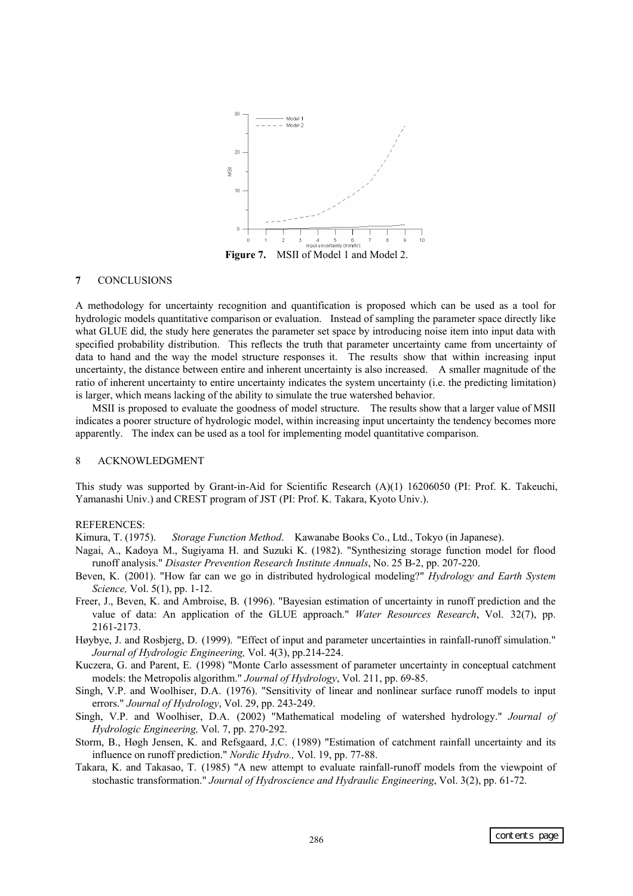30

Model 1
Model 2

20

MSII

10

0

0 1 2 3 4 5 6 7 8 9 10

input uncertainty (mm/hr)

**Figure 7.** MSII of Model 1 and Model 2.

## 7 CONCLUSIONS

A methodology for uncertainty recognition and quantification is proposed which can be used as a tool for hydrologic models quantitative comparison or evaluation. Instead of sampling the parameter space directly like what GLUE did, the study here generates the parameter set space by introducing noise item into input data with specified probability distribution. This reflects the truth that parameter uncertainty came from uncertainty of data to hand and the way the model structure responses it. The results show that within increasing input uncertainty, the distance between entire and inherent uncertainty is also increased. A smaller magnitude of the ratio of inherent uncertainty to entire uncertainty indicates the system uncertainty (i.e. the predicting limitation) is larger, which means lacking of the ability to simulate the true watershed behavior.

MSII is proposed to evaluate the goodness of model structure. The results show that a larger value of MSII indicates a poorer structure of hydrologic model, within increasing input uncertainty the tendency becomes more apparently. The index can be used as a tool for implementing model quantitative comparison.

## 8 ACKNOWLEDGMENT

This study was supported by Grant-in-Aid for Scientific Research (A)(1) 16206050 (PI: Prof. K. Takeuchi, Yamanashi Univ.) and CREST program of JST (PI: Prof. K. Takara, Kyoto Univ.).

## REFERENCES:

Kimura, T. (1975). *Storage Function Method*. Kawanabe Books Co., Ltd., Tokyo (in Japanese).

Nagai, A., Kadoya M., Sugiyama H. and Suzuki K. (1982). "Synthesizing storage function model for flood runoff analysis." *Disaster Prevention Research Institute Annuals*, No. 25 B-2, pp. 207-220.

Beven, K. (2001). "How far can we go in distributed hydrological modeling?" *Hydrology and Earth System Science,* Vol. 5(1), pp. 1-12.

Freer, J., Beven, K. and Ambroise, B. (1996). "Bayesian estimation of uncertainty in runoff prediction and the value of data: An application of the GLUE approach." *Water Resources Research*, Vol. 32(7), pp. 2161-2173.

Høybye, J. and Rosbjerg, D. (1999). "Effect of input and parameter uncertainties in rainfall-runoff simulation." *Journal of Hydrologic Engineering,* Vol. 4(3), pp.214-224.

Kuczera, G. and Parent, E. (1998) "Monte Carlo assessment of parameter uncertainty in conceptual catchment models: the Metropolis algorithm." *Journal of Hydrology*, Vol. 211, pp. 69-85.

Singh, V.P. and Woolhiser, D.A. (1976). "Sensitivity of linear and nonlinear surface runoff models to input errors." *Journal of Hydrology*, Vol. 29, pp. 243-249.

Singh, V.P. and Woolhiser, D.A. (2002) "Mathematical modeling of watershed hydrology." *Journal of Hydrologic Engineering,* Vol. 7, pp. 270-292.

Storm, B., Høgh Jensen, K. and Refsgaard, J.C. (1989) "Estimation of catchment rainfall uncertainty and its influence on runoff prediction." *Nordic Hydro.,* Vol. 19, pp. 77-88.

Takara, K. and Takasao, T. (1985) "A new attempt to evaluate rainfall-runoff models from the viewpoint of stochastic transformation." *Journal of Hydroscience and Hydraulic Engineering*, Vol. 3(2), pp. 61-72.

contents page